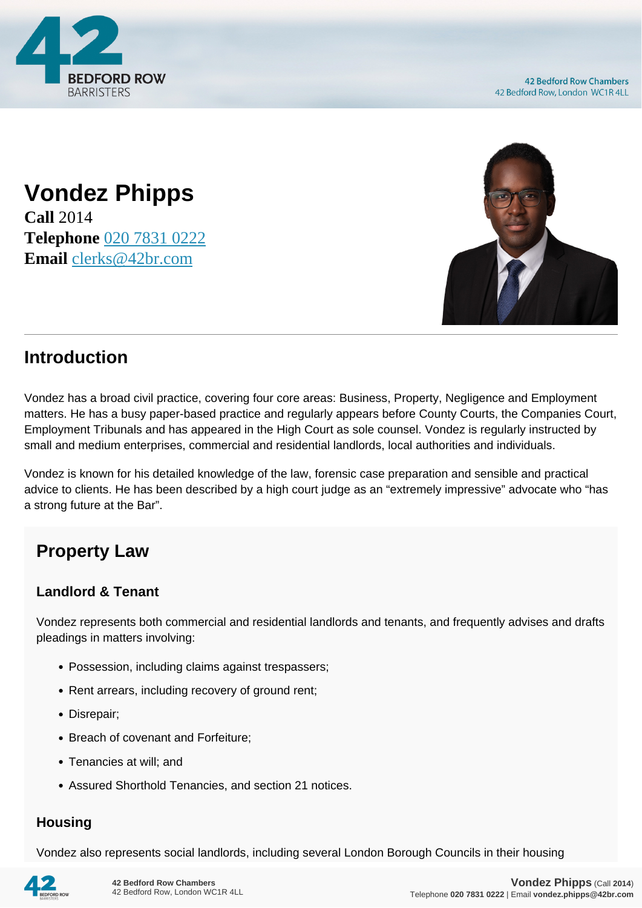# Vondez Phipps

**Call** 2014
**Telephone** 020 7831 0222
**Email** clerks@42br.com

## Introduction

Vondez has a broad civil practice, covering four core areas: Business, Property, Negligence and Employment matters. He has a busy paper-based practice and regularly appears before County Courts, the Companies Court, Employment Tribunals and has appeared in the High Court as sole counsel. Vondez is regularly instructed by small and medium enterprises, commercial and residential landlords, local authorities and individuals.

Vondez is known for his detailed knowledge of the law, forensic case preparation and sensible and practical advice to clients. He has been described by a high court judge as an "extremely impressive" advocate who "has a strong future at the Bar".

## Property Law

### Landlord & Tenant

Vondez represents both commercial and residential landlords and tenants, and frequently advises and drafts pleadings in matters involving:

- Possession, including claims against trespassers;
- Rent arrears, including recovery of ground rent;
- Disrepair;
- Breach of covenant and Forfeiture;
- Tenancies at will; and
- Assured Shorthold Tenancies, and section 21 notices.

### Housing

Vondez also represents social landlords, including several London Borough Councils in their housing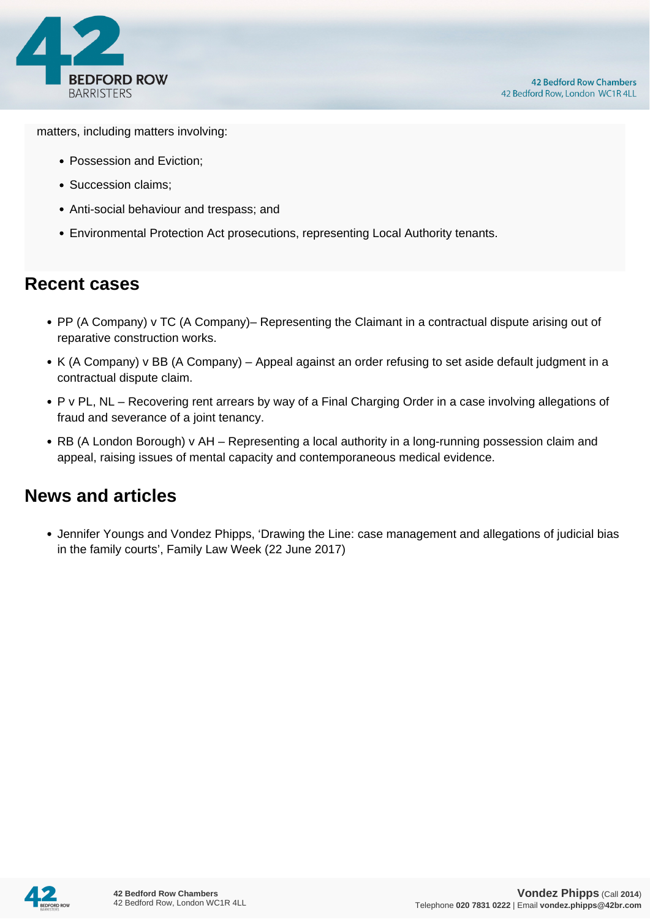matters, including matters involving:

- Possession and Eviction;
- Succession claims;
- Anti-social behaviour and trespass; and
- Environmental Protection Act prosecutions, representing Local Authority tenants.

## Recent cases

- PP (A Company) v TC (A Company)– Representing the Claimant in a contractual dispute arising out of reparative construction works.
- K (A Company) v BB (A Company) – Appeal against an order refusing to set aside default judgment in a contractual dispute claim.
- P v PL, NL – Recovering rent arrears by way of a Final Charging Order in a case involving allegations of fraud and severance of a joint tenancy.
- RB (A London Borough) v AH – Representing a local authority in a long-running possession claim and appeal, raising issues of mental capacity and contemporaneous medical evidence.

## News and articles

- Jennifer Youngs and Vondez Phipps, 'Drawing the Line: case management and allegations of judicial bias in the family courts', Family Law Week (22 June 2017)